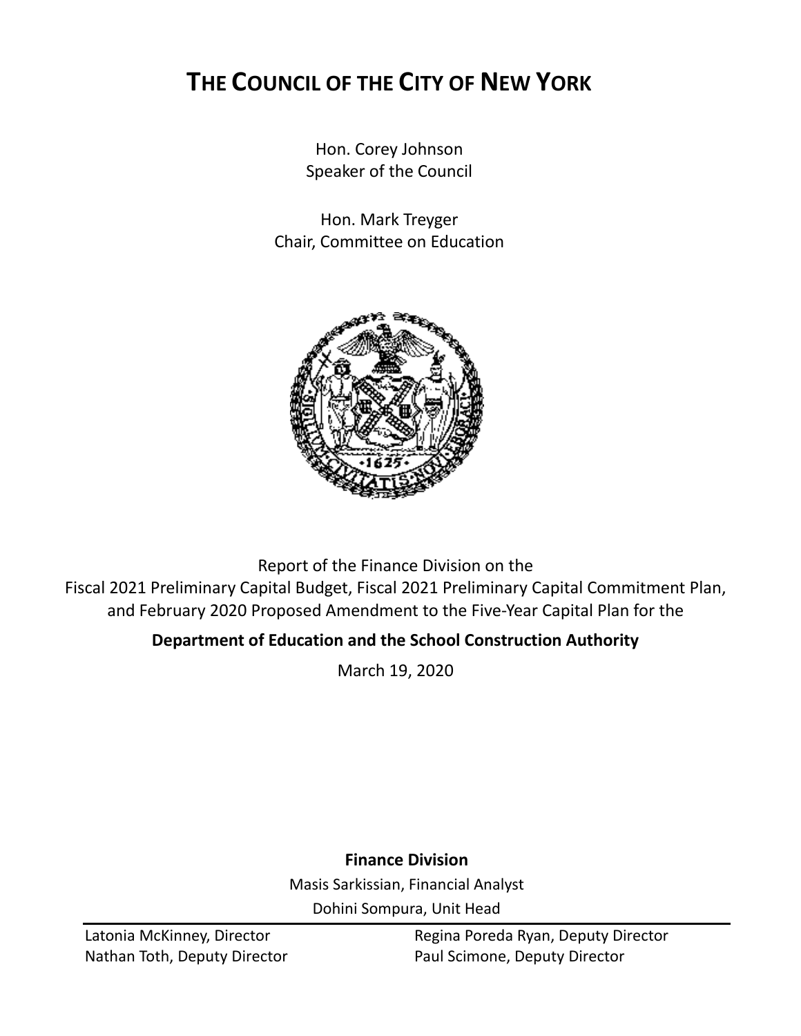# THE COUNCIL OF THE CITY OF NEW YORK

Hon. Corey Johnson
Speaker of the Council

Hon. Mark Treyger
Chair, Committee on Education

Report of the Finance Division on the
Fiscal 2021 Preliminary Capital Budget, Fiscal 2021 Preliminary Capital Commitment Plan, and February 2020 Proposed Amendment to the Five-Year Capital Plan for the

**Department of Education and the School Construction Authority**

March 19, 2020

**Finance Division**

Masis Sarkissian, Financial Analyst

Dohini Sompura, Unit Head

Latonia McKinney, Director
Regina Poreda Ryan, Deputy Director
Nathan Toth, Deputy Director
Paul Scimone, Deputy Director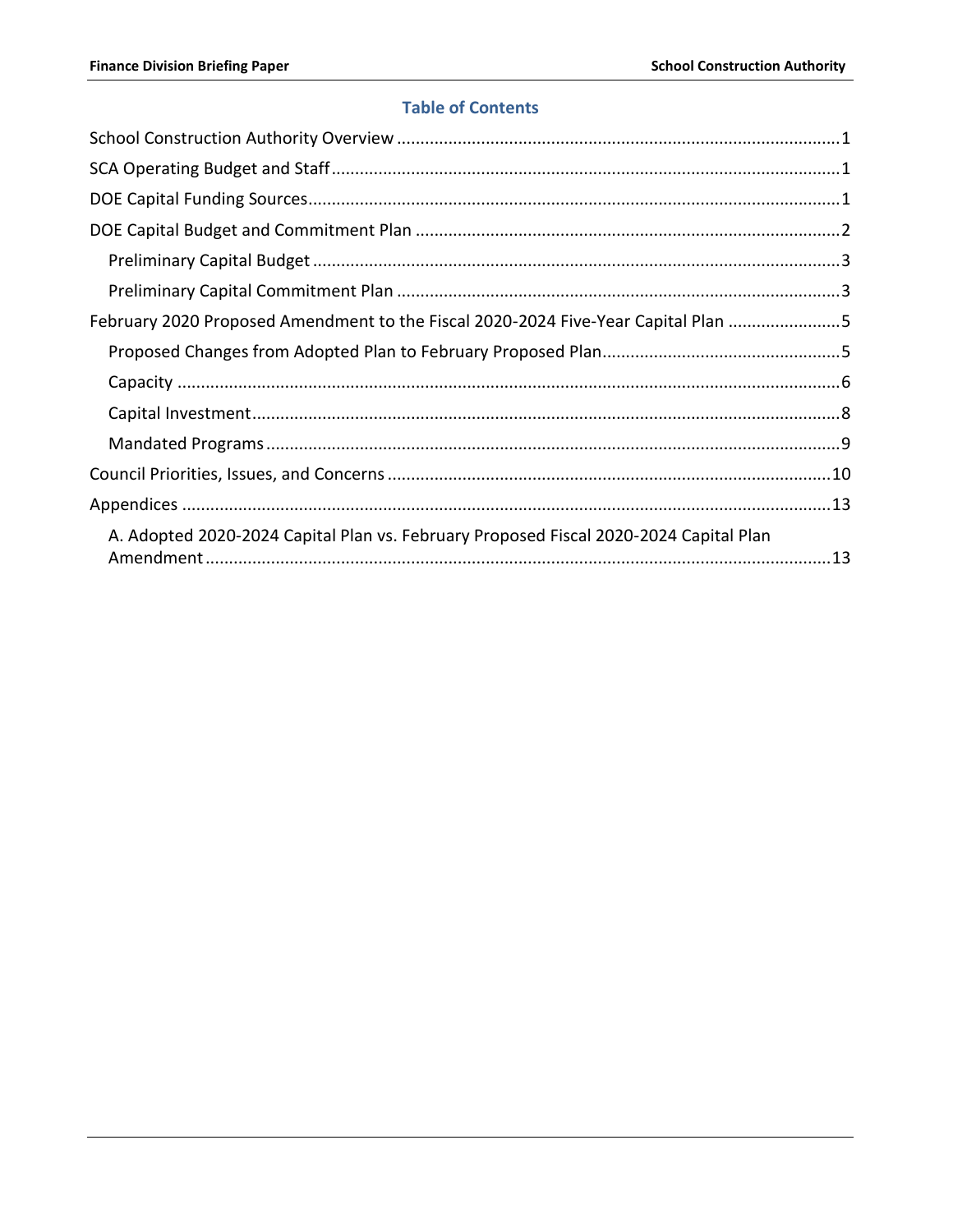## Table of Contents

School Construction Authority Overview ....................................................................................1

SCA Operating Budget and Staff....................................................................................................1

DOE Capital Funding Sources........................................................................................................1

DOE Capital Budget and Commitment Plan .................................................................................2

- Preliminary Capital Budget ......................................................................................................3
- Preliminary Capital Commitment Plan ....................................................................................3

February 2020 Proposed Amendment to the Fiscal 2020-2024 Five-Year Capital Plan ........................5

- Proposed Changes from Adopted Plan to February Proposed Plan...................................................5
- Capacity ..................................................................................................................................6
- Capital Investment...................................................................................................................8
- Mandated Programs ................................................................................................................9

Council Priorities, Issues, and Concerns ......................................................................................10

Appendices ...................................................................................................................................13

- A. Adopted 2020-2024 Capital Plan vs. February Proposed Fiscal 2020-2024 Capital Plan Amendment.............................................................................................................................13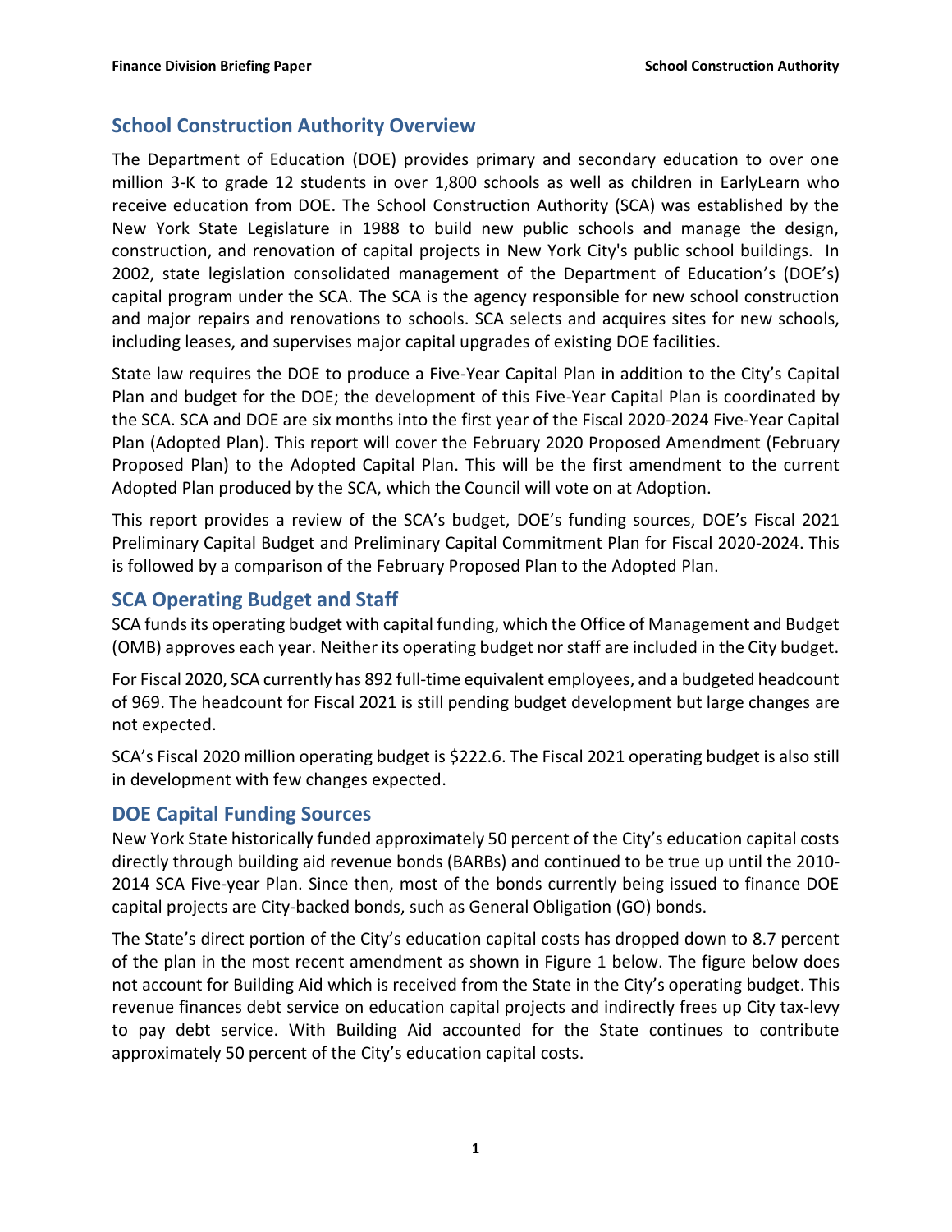## School Construction Authority Overview

The Department of Education (DOE) provides primary and secondary education to over one million 3-K to grade 12 students in over 1,800 schools as well as children in EarlyLearn who receive education from DOE. The School Construction Authority (SCA) was established by the New York State Legislature in 1988 to build new public schools and manage the design, construction, and renovation of capital projects in New York City's public school buildings. In 2002, state legislation consolidated management of the Department of Education's (DOE's) capital program under the SCA. The SCA is the agency responsible for new school construction and major repairs and renovations to schools. SCA selects and acquires sites for new schools, including leases, and supervises major capital upgrades of existing DOE facilities.

State law requires the DOE to produce a Five-Year Capital Plan in addition to the City's Capital Plan and budget for the DOE; the development of this Five-Year Capital Plan is coordinated by the SCA. SCA and DOE are six months into the first year of the Fiscal 2020-2024 Five-Year Capital Plan (Adopted Plan). This report will cover the February 2020 Proposed Amendment (February Proposed Plan) to the Adopted Capital Plan. This will be the first amendment to the current Adopted Plan produced by the SCA, which the Council will vote on at Adoption.

This report provides a review of the SCA's budget, DOE's funding sources, DOE's Fiscal 2021 Preliminary Capital Budget and Preliminary Capital Commitment Plan for Fiscal 2020-2024. This is followed by a comparison of the February Proposed Plan to the Adopted Plan.

## SCA Operating Budget and Staff

SCA funds its operating budget with capital funding, which the Office of Management and Budget (OMB) approves each year. Neither its operating budget nor staff are included in the City budget.

For Fiscal 2020, SCA currently has 892 full-time equivalent employees, and a budgeted headcount of 969. The headcount for Fiscal 2021 is still pending budget development but large changes are not expected.

SCA's Fiscal 2020 million operating budget is $222.6. The Fiscal 2021 operating budget is also still in development with few changes expected.

## DOE Capital Funding Sources

New York State historically funded approximately 50 percent of the City's education capital costs directly through building aid revenue bonds (BARBs) and continued to be true up until the 2010-2014 SCA Five-year Plan. Since then, most of the bonds currently being issued to finance DOE capital projects are City-backed bonds, such as General Obligation (GO) bonds.

The State's direct portion of the City's education capital costs has dropped down to 8.7 percent of the plan in the most recent amendment as shown in Figure 1 below. The figure below does not account for Building Aid which is received from the State in the City's operating budget. This revenue finances debt service on education capital projects and indirectly frees up City tax-levy to pay debt service. With Building Aid accounted for the State continues to contribute approximately 50 percent of the City's education capital costs.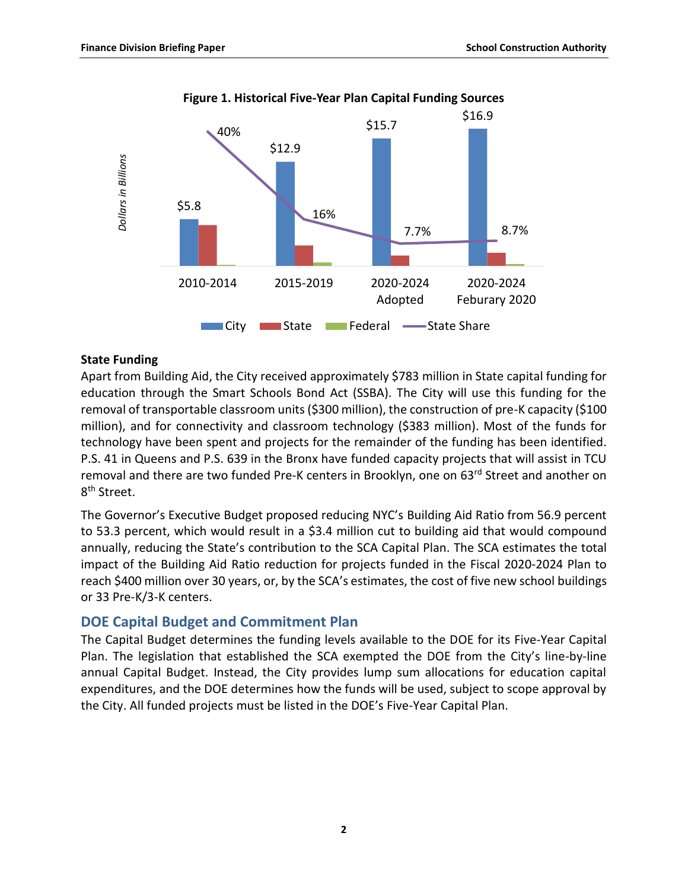**Figure 1. Historical Five-Year Plan Capital Funding Sources**

**State Funding**

Apart from Building Aid, the City received approximately $783 million in State capital funding for education through the Smart Schools Bond Act (SSBA). The City will use this funding for the removal of transportable classroom units ($300 million), the construction of pre-K capacity ($100 million), and for connectivity and classroom technology ($383 million). Most of the funds for technology have been spent and projects for the remainder of the funding has been identified. P.S. 41 in Queens and P.S. 639 in the Bronx have funded capacity projects that will assist in TCU removal and there are two funded Pre-K centers in Brooklyn, one on 63rd Street and another on 8th Street.

The Governor's Executive Budget proposed reducing NYC's Building Aid Ratio from 56.9 percent to 53.3 percent, which would result in a $3.4 million cut to building aid that would compound annually, reducing the State's contribution to the SCA Capital Plan. The SCA estimates the total impact of the Building Aid Ratio reduction for projects funded in the Fiscal 2020-2024 Plan to reach $400 million over 30 years, or, by the SCA's estimates, the cost of five new school buildings or 33 Pre-K/3-K centers.

## DOE Capital Budget and Commitment Plan

The Capital Budget determines the funding levels available to the DOE for its Five-Year Capital Plan. The legislation that established the SCA exempted the DOE from the City's line-by-line annual Capital Budget. Instead, the City provides lump sum allocations for education capital expenditures, and the DOE determines how the funds will be used, subject to scope approval by the City. All funded projects must be listed in the DOE's Five-Year Capital Plan.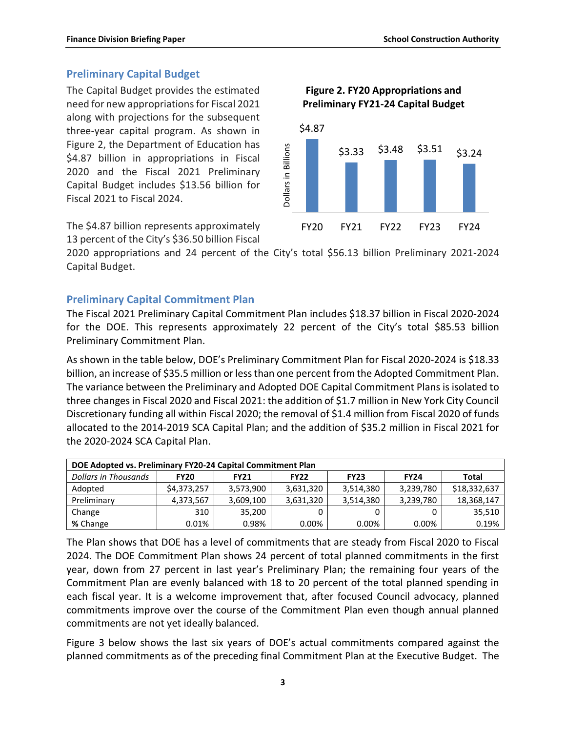## Preliminary Capital Budget

The Capital Budget provides the estimated need for new appropriations for Fiscal 2021 along with projections for the subsequent three-year capital program. As shown in Figure 2, the Department of Education has $4.87 billion in appropriations in Fiscal 2020 and the Fiscal 2021 Preliminary Capital Budget includes $13.56 billion for Fiscal 2021 to Fiscal 2024.

**Figure 2. FY20 Appropriations and Preliminary FY21-24 Capital Budget**

| | FY20 | FY21 | FY22 | FY23 | FY24 |
|---|---|---|---|---|---|
| Dollars in Billions | $4.87 | $3.33 | $3.48 | $3.51 | $3.24 |

The $4.87 billion represents approximately 13 percent of the City's $36.50 billion Fiscal 2020 appropriations and 24 percent of the City's total $56.13 billion Preliminary 2021-2024 Capital Budget.

## Preliminary Capital Commitment Plan

The Fiscal 2021 Preliminary Capital Commitment Plan includes $18.37 billion in Fiscal 2020-2024 for the DOE. This represents approximately 22 percent of the City's total $85.53 billion Preliminary Commitment Plan.

As shown in the table below, DOE's Preliminary Commitment Plan for Fiscal 2020-2024 is $18.33 billion, an increase of $35.5 million or less than one percent from the Adopted Commitment Plan. The variance between the Preliminary and Adopted DOE Capital Commitment Plans is isolated to three changes in Fiscal 2020 and Fiscal 2021: the addition of $1.7 million in New York City Council Discretionary funding all within Fiscal 2020; the removal of $1.4 million from Fiscal 2020 of funds allocated to the 2014-2019 SCA Capital Plan; and the addition of $35.2 million in Fiscal 2021 for the 2020-2024 SCA Capital Plan.

| **DOE Adopted vs. Preliminary FY20-24 Capital Commitment Plan** | | | | | | |
|---|---|---|---|---|---|---|
| *Dollars in Thousands* | **FY20** | **FY21** | **FY22** | **FY23** | **FY24** | **Total** |
| Adopted | $4,373,257 | 3,573,900 | 3,631,320 | 3,514,380 | 3,239,780 | $18,332,637 |
| Preliminary | 4,373,567 | 3,609,100 | 3,631,320 | 3,514,380 | 3,239,780 | 18,368,147 |
| Change | 310 | 35,200 | 0 | 0 | 0 | 35,510 |
| **%** Change | 0.01% | 0.98% | 0.00% | 0.00% | 0.00% | 0.19% |

The Plan shows that DOE has a level of commitments that are steady from Fiscal 2020 to Fiscal 2024. The DOE Commitment Plan shows 24 percent of total planned commitments in the first year, down from 27 percent in last year's Preliminary Plan; the remaining four years of the Commitment Plan are evenly balanced with 18 to 20 percent of the total planned spending in each fiscal year. It is a welcome improvement that, after focused Council advocacy, planned commitments improve over the course of the Commitment Plan even though annual planned commitments are not yet ideally balanced.

Figure 3 below shows the last six years of DOE's actual commitments compared against the planned commitments as of the preceding final Commitment Plan at the Executive Budget. The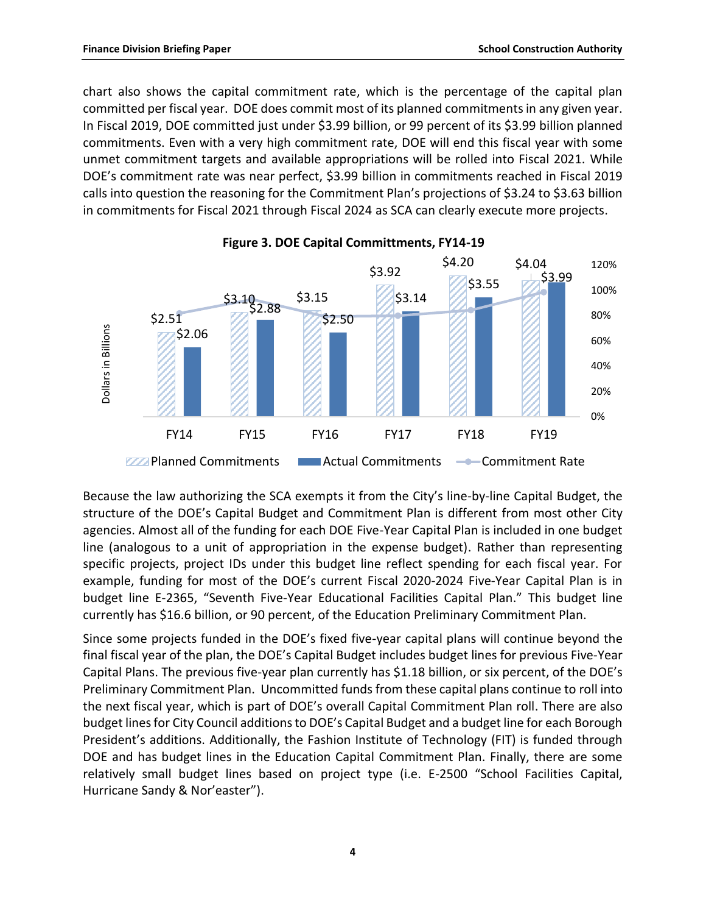chart also shows the capital commitment rate, which is the percentage of the capital plan committed per fiscal year. DOE does commit most of its planned commitments in any given year. In Fiscal 2019, DOE committed just under $3.99 billion, or 99 percent of its $3.99 billion planned commitments. Even with a very high commitment rate, DOE will end this fiscal year with some unmet commitment targets and available appropriations will be rolled into Fiscal 2021. While DOE's commitment rate was near perfect, $3.99 billion in commitments reached in Fiscal 2019 calls into question the reasoning for the Commitment Plan's projections of $3.24 to $3.63 billion in commitments for Fiscal 2021 through Fiscal 2024 as SCA can clearly execute more projects.

**Figure 3. DOE Capital Committments, FY14-19**

| | FY14 | FY15 | FY16 | FY17 | FY18 | FY19 |
|---|---|---|---|---|---|---|
| Planned Commitments (Dollars in Billions) | $2.51 | $3.10 | $3.15 | $3.92 | $4.20 | $4.04 |
| Actual Commitments (Dollars in Billions) | $2.06 | $2.88 | $2.50 | $3.14 | $3.55 | $3.99 |

Because the law authorizing the SCA exempts it from the City's line-by-line Capital Budget, the structure of the DOE's Capital Budget and Commitment Plan is different from most other City agencies. Almost all of the funding for each DOE Five-Year Capital Plan is included in one budget line (analogous to a unit of appropriation in the expense budget). Rather than representing specific projects, project IDs under this budget line reflect spending for each fiscal year. For example, funding for most of the DOE's current Fiscal 2020-2024 Five-Year Capital Plan is in budget line E-2365, "Seventh Five-Year Educational Facilities Capital Plan." This budget line currently has $16.6 billion, or 90 percent, of the Education Preliminary Commitment Plan.

Since some projects funded in the DOE's fixed five-year capital plans will continue beyond the final fiscal year of the plan, the DOE's Capital Budget includes budget lines for previous Five-Year Capital Plans. The previous five-year plan currently has $1.18 billion, or six percent, of the DOE's Preliminary Commitment Plan. Uncommitted funds from these capital plans continue to roll into the next fiscal year, which is part of DOE's overall Capital Commitment Plan roll. There are also budget lines for City Council additions to DOE's Capital Budget and a budget line for each Borough President's additions. Additionally, the Fashion Institute of Technology (FIT) is funded through DOE and has budget lines in the Education Capital Commitment Plan. Finally, there are some relatively small budget lines based on project type (i.e. E-2500 "School Facilities Capital, Hurricane Sandy & Nor'easter").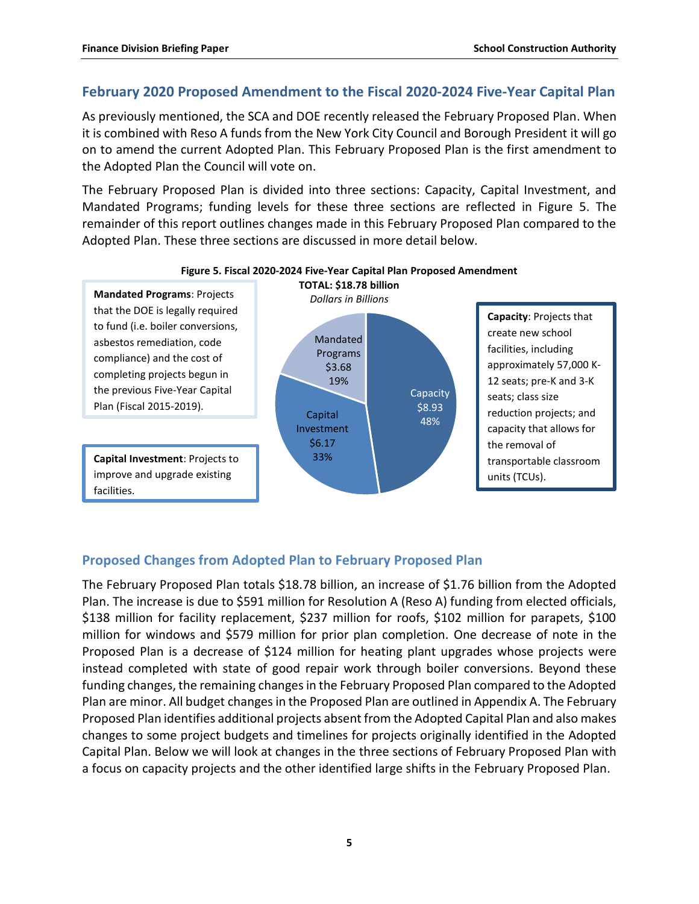## February 2020 Proposed Amendment to the Fiscal 2020-2024 Five-Year Capital Plan

As previously mentioned, the SCA and DOE recently released the February Proposed Plan. When it is combined with Reso A funds from the New York City Council and Borough President it will go on to amend the current Adopted Plan. This February Proposed Plan is the first amendment to the Adopted Plan the Council will vote on.

The February Proposed Plan is divided into three sections: Capacity, Capital Investment, and Mandated Programs; funding levels for these three sections are reflected in Figure 5. The remainder of this report outlines changes made in this February Proposed Plan compared to the Adopted Plan. These three sections are discussed in more detail below.

**Figure 5. Fiscal 2020-2024 Five-Year Capital Plan Proposed Amendment**

**TOTAL: $18.78 billion**

*Dollars in Billions*

| Section | Amount | Share |
|---|---|---|
| Capacity | $8.93 | 48% |
| Capital Investment | $6.17 | 33% |
| Mandated Programs | $3.68 | 19% |

**Mandated Programs**: Projects that the DOE is legally required to fund (i.e. boiler conversions, asbestos remediation, code compliance) and the cost of completing projects begun in the previous Five-Year Capital Plan (Fiscal 2015-2019).

**Capital Investment**: Projects to improve and upgrade existing facilities.

**Capacity**: Projects that create new school facilities, including approximately 57,000 K-12 seats; pre-K and 3-K seats; class size reduction projects; and capacity that allows for the removal of transportable classroom units (TCUs).

## Proposed Changes from Adopted Plan to February Proposed Plan

The February Proposed Plan totals $18.78 billion, an increase of $1.76 billion from the Adopted Plan. The increase is due to $591 million for Resolution A (Reso A) funding from elected officials, $138 million for facility replacement, $237 million for roofs, $102 million for parapets, $100 million for windows and $579 million for prior plan completion. One decrease of note in the Proposed Plan is a decrease of $124 million for heating plant upgrades whose projects were instead completed with state of good repair work through boiler conversions. Beyond these funding changes, the remaining changes in the February Proposed Plan compared to the Adopted Plan are minor. All budget changes in the Proposed Plan are outlined in Appendix A. The February Proposed Plan identifies additional projects absent from the Adopted Capital Plan and also makes changes to some project budgets and timelines for projects originally identified in the Adopted Capital Plan. Below we will look at changes in the three sections of February Proposed Plan with a focus on capacity projects and the other identified large shifts in the February Proposed Plan.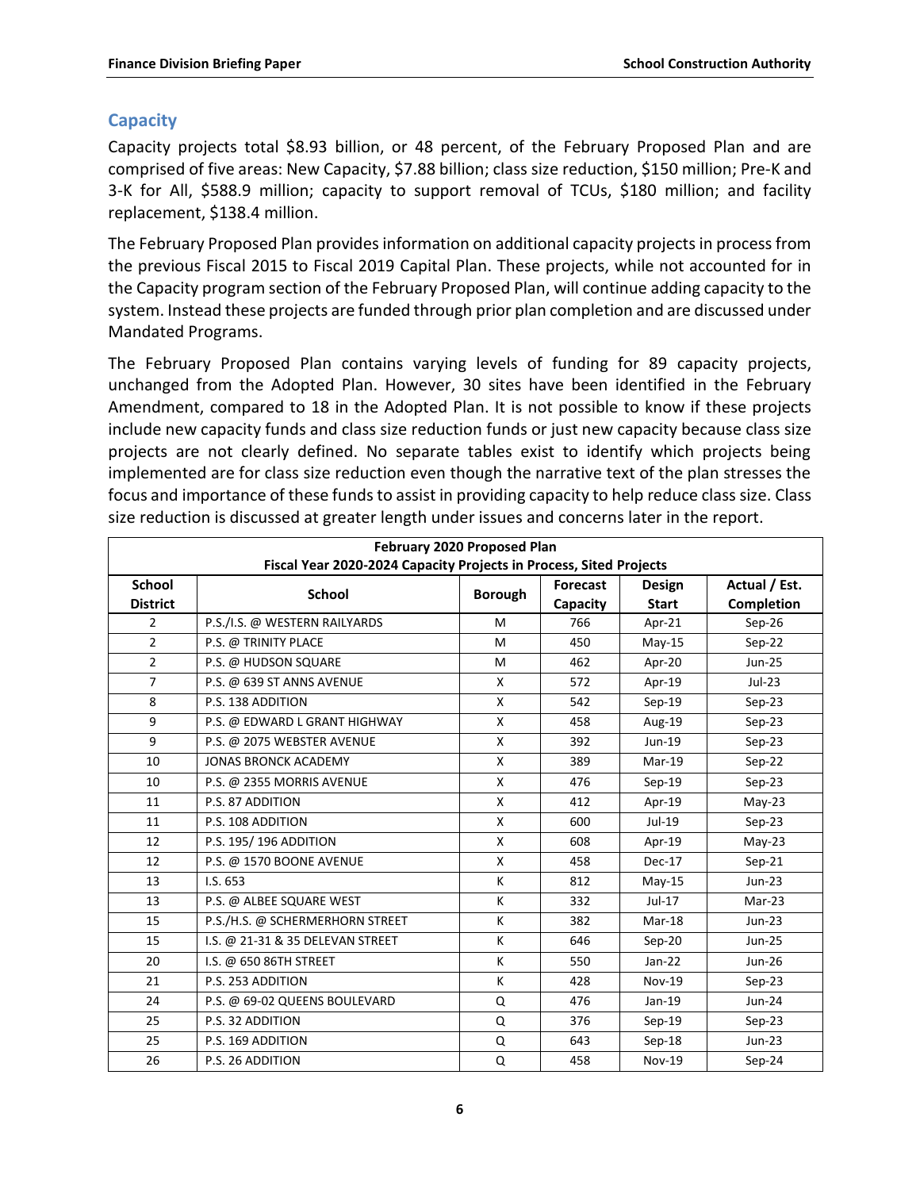## Capacity

Capacity projects total $8.93 billion, or 48 percent, of the February Proposed Plan and are comprised of five areas: New Capacity, $7.88 billion; class size reduction, $150 million; Pre-K and 3-K for All, $588.9 million; capacity to support removal of TCUs, $180 million; and facility replacement, $138.4 million.

The February Proposed Plan provides information on additional capacity projects in process from the previous Fiscal 2015 to Fiscal 2019 Capital Plan. These projects, while not accounted for in the Capacity program section of the February Proposed Plan, will continue adding capacity to the system. Instead these projects are funded through prior plan completion and are discussed under Mandated Programs.

The February Proposed Plan contains varying levels of funding for 89 capacity projects, unchanged from the Adopted Plan. However, 30 sites have been identified in the February Amendment, compared to 18 in the Adopted Plan. It is not possible to know if these projects include new capacity funds and class size reduction funds or just new capacity because class size projects are not clearly defined. No separate tables exist to identify which projects being implemented are for class size reduction even though the narrative text of the plan stresses the focus and importance of these funds to assist in providing capacity to help reduce class size. Class size reduction is discussed at greater length under issues and concerns later in the report.

**February 2020 Proposed Plan**
**Fiscal Year 2020-2024 Capacity Projects in Process, Sited Projects**

| School District | School | Borough | Forecast Capacity | Design Start | Actual / Est. Completion |
|---|---|---|---|---|---|
| 2 | P.S./I.S. @ WESTERN RAILYARDS | M | 766 | Apr-21 | Sep-26 |
| 2 | P.S. @ TRINITY PLACE | M | 450 | May-15 | Sep-22 |
| 2 | P.S. @ HUDSON SQUARE | M | 462 | Apr-20 | Jun-25 |
| 7 | P.S. @ 639 ST ANNS AVENUE | X | 572 | Apr-19 | Jul-23 |
| 8 | P.S. 138 ADDITION | X | 542 | Sep-19 | Sep-23 |
| 9 | P.S. @ EDWARD L GRANT HIGHWAY | X | 458 | Aug-19 | Sep-23 |
| 9 | P.S. @ 2075 WEBSTER AVENUE | X | 392 | Jun-19 | Sep-23 |
| 10 | JONAS BRONCK ACADEMY | X | 389 | Mar-19 | Sep-22 |
| 10 | P.S. @ 2355 MORRIS AVENUE | X | 476 | Sep-19 | Sep-23 |
| 11 | P.S. 87 ADDITION | X | 412 | Apr-19 | May-23 |
| 11 | P.S. 108 ADDITION | X | 600 | Jul-19 | Sep-23 |
| 12 | P.S. 195/ 196 ADDITION | X | 608 | Apr-19 | May-23 |
| 12 | P.S. @ 1570 BOONE AVENUE | X | 458 | Dec-17 | Sep-21 |
| 13 | I.S. 653 | K | 812 | May-15 | Jun-23 |
| 13 | P.S. @ ALBEE SQUARE WEST | K | 332 | Jul-17 | Mar-23 |
| 15 | P.S./H.S. @ SCHERMERHORN STREET | K | 382 | Mar-18 | Jun-23 |
| 15 | I.S. @ 21-31 & 35 DELEVAN STREET | K | 646 | Sep-20 | Jun-25 |
| 20 | I.S. @ 650 86TH STREET | K | 550 | Jan-22 | Jun-26 |
| 21 | P.S. 253 ADDITION | K | 428 | Nov-19 | Sep-23 |
| 24 | P.S. @ 69-02 QUEENS BOULEVARD | Q | 476 | Jan-19 | Jun-24 |
| 25 | P.S. 32 ADDITION | Q | 376 | Sep-19 | Sep-23 |
| 25 | P.S. 169 ADDITION | Q | 643 | Sep-18 | Jun-23 |
| 26 | P.S. 26 ADDITION | Q | 458 | Nov-19 | Sep-24 |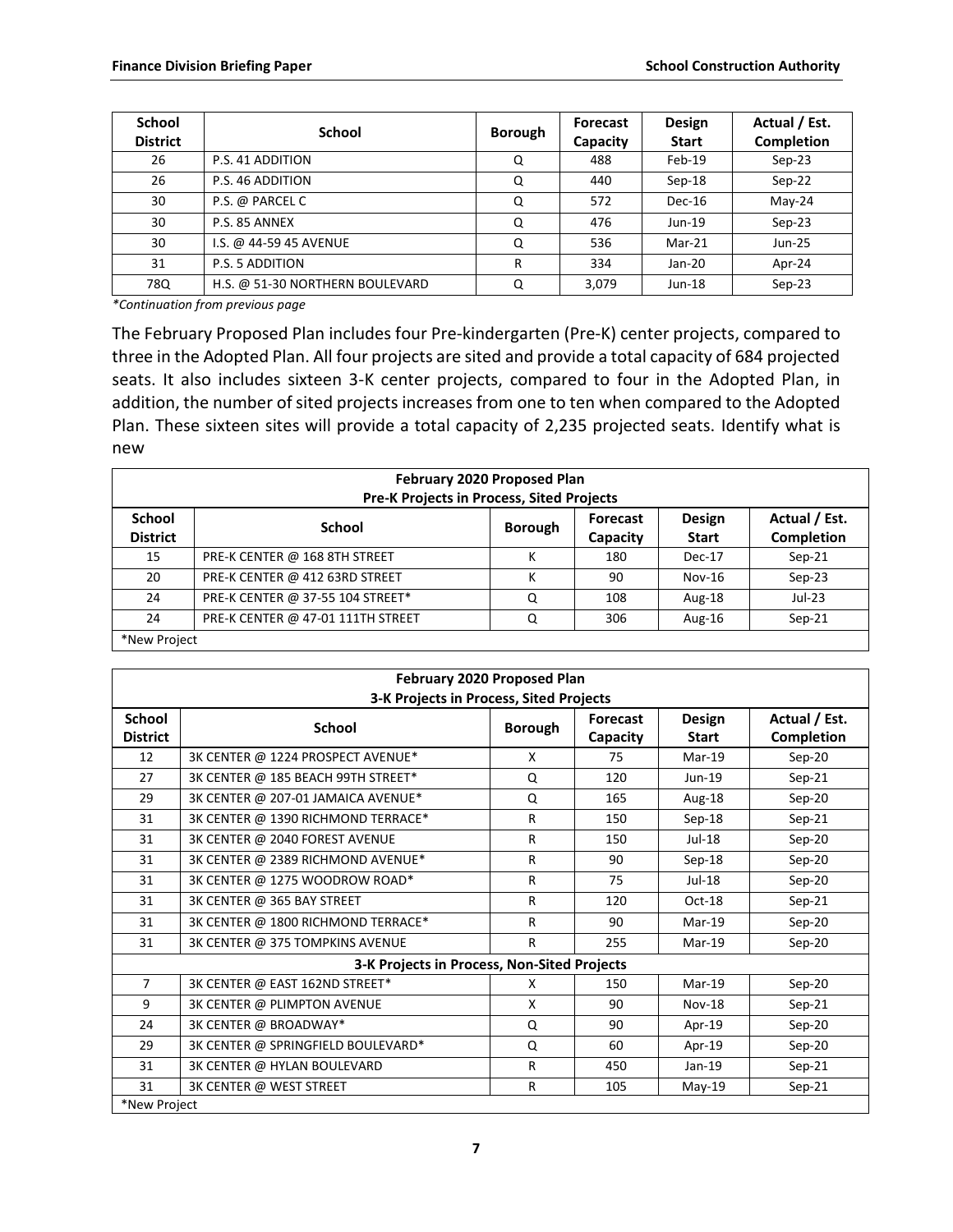| School District | School | Borough | Forecast Capacity | Design Start | Actual / Est. Completion |
|---|---|---|---|---|---|
| 26 | P.S. 41 ADDITION | Q | 488 | Feb-19 | Sep-23 |
| 26 | P.S. 46 ADDITION | Q | 440 | Sep-18 | Sep-22 |
| 30 | P.S. @ PARCEL C | Q | 572 | Dec-16 | May-24 |
| 30 | P.S. 85 ANNEX | Q | 476 | Jun-19 | Sep-23 |
| 30 | I.S. @ 44-59 45 AVENUE | Q | 536 | Mar-21 | Jun-25 |
| 31 | P.S. 5 ADDITION | R | 334 | Jan-20 | Apr-24 |
| 78Q | H.S. @ 51-30 NORTHERN BOULEVARD | Q | 3,079 | Jun-18 | Sep-23 |

*\*Continuation from previous page*

The February Proposed Plan includes four Pre-kindergarten (Pre-K) center projects, compared to three in the Adopted Plan. All four projects are sited and provide a total capacity of 684 projected seats. It also includes sixteen 3-K center projects, compared to four in the Adopted Plan, in addition, the number of sited projects increases from one to ten when compared to the Adopted Plan. These sixteen sites will provide a total capacity of 2,235 projected seats. Identify what is new

| February 2020 Proposed Plan<br>Pre-K Projects in Process, Sited Projects | | | | | |
|---|---|---|---|---|---|
| School District | School | Borough | Forecast Capacity | Design Start | Actual / Est. Completion |
| 15 | PRE-K CENTER @ 168 8TH STREET | K | 180 | Dec-17 | Sep-21 |
| 20 | PRE-K CENTER @ 412 63RD STREET | K | 90 | Nov-16 | Sep-23 |
| 24 | PRE-K CENTER @ 37-55 104 STREET* | Q | 108 | Aug-18 | Jul-23 |
| 24 | PRE-K CENTER @ 47-01 111TH STREET | Q | 306 | Aug-16 | Sep-21 |
| *New Project | | | | | |

| February 2020 Proposed Plan<br>3-K Projects in Process, Sited Projects | | | | | |
|---|---|---|---|---|---|
| School District | School | Borough | Forecast Capacity | Design Start | Actual / Est. Completion |
| 12 | 3K CENTER @ 1224 PROSPECT AVENUE* | X | 75 | Mar-19 | Sep-20 |
| 27 | 3K CENTER @ 185 BEACH 99TH STREET* | Q | 120 | Jun-19 | Sep-21 |
| 29 | 3K CENTER @ 207-01 JAMAICA AVENUE* | Q | 165 | Aug-18 | Sep-20 |
| 31 | 3K CENTER @ 1390 RICHMOND TERRACE* | R | 150 | Sep-18 | Sep-21 |
| 31 | 3K CENTER @ 2040 FOREST AVENUE | R | 150 | Jul-18 | Sep-20 |
| 31 | 3K CENTER @ 2389 RICHMOND AVENUE* | R | 90 | Sep-18 | Sep-20 |
| 31 | 3K CENTER @ 1275 WOODROW ROAD* | R | 75 | Jul-18 | Sep-20 |
| 31 | 3K CENTER @ 365 BAY STREET | R | 120 | Oct-18 | Sep-21 |
| 31 | 3K CENTER @ 1800 RICHMOND TERRACE* | R | 90 | Mar-19 | Sep-20 |
| 31 | 3K CENTER @ 375 TOMPKINS AVENUE | R | 255 | Mar-19 | Sep-20 |
| 3-K Projects in Process, Non-Sited Projects | | | | | |
| 7 | 3K CENTER @ EAST 162ND STREET* | X | 150 | Mar-19 | Sep-20 |
| 9 | 3K CENTER @ PLIMPTON AVENUE | X | 90 | Nov-18 | Sep-21 |
| 24 | 3K CENTER @ BROADWAY* | Q | 90 | Apr-19 | Sep-20 |
| 29 | 3K CENTER @ SPRINGFIELD BOULEVARD* | Q | 60 | Apr-19 | Sep-20 |
| 31 | 3K CENTER @ HYLAN BOULEVARD | R | 450 | Jan-19 | Sep-21 |
| 31 | 3K CENTER @ WEST STREET | R | 105 | May-19 | Sep-21 |
| *New Project | | | | | |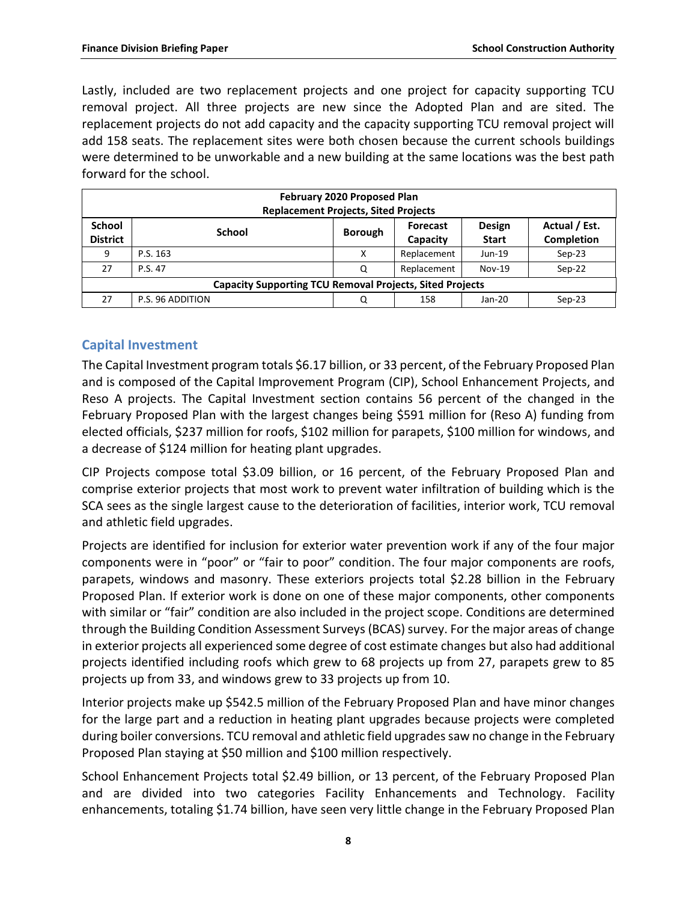Lastly, included are two replacement projects and one project for capacity supporting TCU removal project. All three projects are new since the Adopted Plan and are sited. The replacement projects do not add capacity and the capacity supporting TCU removal project will add 158 seats. The replacement sites were both chosen because the current schools buildings were determined to be unworkable and a new building at the same locations was the best path forward for the school.

| February 2020 Proposed Plan<br>Replacement Projects, Sited Projects | | | | | |
|---|---|---|---|---|---|
| **School District** | **School** | **Borough** | **Forecast Capacity** | **Design Start** | **Actual / Est. Completion** |
| 9 | P.S. 163 | X | Replacement | Jun-19 | Sep-23 |
| 27 | P.S. 47 | Q | Replacement | Nov-19 | Sep-22 |
| **Capacity Supporting TCU Removal Projects, Sited Projects** | | | | | |
| 27 | P.S. 96 ADDITION | Q | 158 | Jan-20 | Sep-23 |

## Capital Investment

The Capital Investment program totals $6.17 billion, or 33 percent, of the February Proposed Plan and is composed of the Capital Improvement Program (CIP), School Enhancement Projects, and Reso A projects. The Capital Investment section contains 56 percent of the changed in the February Proposed Plan with the largest changes being $591 million for (Reso A) funding from elected officials, $237 million for roofs, $102 million for parapets, $100 million for windows, and a decrease of $124 million for heating plant upgrades.

CIP Projects compose total $3.09 billion, or 16 percent, of the February Proposed Plan and comprise exterior projects that most work to prevent water infiltration of building which is the SCA sees as the single largest cause to the deterioration of facilities, interior work, TCU removal and athletic field upgrades.

Projects are identified for inclusion for exterior water prevention work if any of the four major components were in "poor" or "fair to poor" condition. The four major components are roofs, parapets, windows and masonry. These exteriors projects total $2.28 billion in the February Proposed Plan. If exterior work is done on one of these major components, other components with similar or "fair" condition are also included in the project scope. Conditions are determined through the Building Condition Assessment Surveys (BCAS) survey. For the major areas of change in exterior projects all experienced some degree of cost estimate changes but also had additional projects identified including roofs which grew to 68 projects up from 27, parapets grew to 85 projects up from 33, and windows grew to 33 projects up from 10.

Interior projects make up $542.5 million of the February Proposed Plan and have minor changes for the large part and a reduction in heating plant upgrades because projects were completed during boiler conversions. TCU removal and athletic field upgrades saw no change in the February Proposed Plan staying at $50 million and $100 million respectively.

School Enhancement Projects total $2.49 billion, or 13 percent, of the February Proposed Plan and are divided into two categories Facility Enhancements and Technology. Facility enhancements, totaling $1.74 billion, have seen very little change in the February Proposed Plan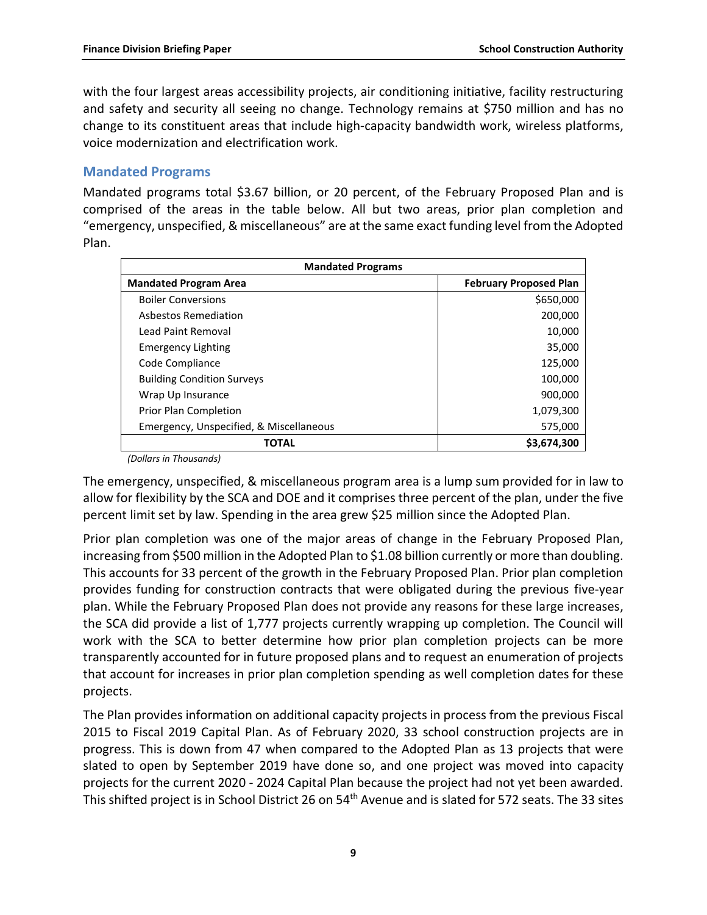with the four largest areas accessibility projects, air conditioning initiative, facility restructuring and safety and security all seeing no change. Technology remains at $750 million and has no change to its constituent areas that include high-capacity bandwidth work, wireless platforms, voice modernization and electrification work.

## Mandated Programs

Mandated programs total $3.67 billion, or 20 percent, of the February Proposed Plan and is comprised of the areas in the table below. All but two areas, prior plan completion and "emergency, unspecified, & miscellaneous" are at the same exact funding level from the Adopted Plan.

| Mandated Programs | |
|---|---|
| **Mandated Program Area** | **February Proposed Plan** |
| Boiler Conversions | $650,000 |
| Asbestos Remediation | 200,000 |
| Lead Paint Removal | 10,000 |
| Emergency Lighting | 35,000 |
| Code Compliance | 125,000 |
| Building Condition Surveys | 100,000 |
| Wrap Up Insurance | 900,000 |
| Prior Plan Completion | 1,079,300 |
| Emergency, Unspecified, & Miscellaneous | 575,000 |
| **TOTAL** | **$3,674,300** |

*(Dollars in Thousands)*

The emergency, unspecified, & miscellaneous program area is a lump sum provided for in law to allow for flexibility by the SCA and DOE and it comprises three percent of the plan, under the five percent limit set by law. Spending in the area grew $25 million since the Adopted Plan.

Prior plan completion was one of the major areas of change in the February Proposed Plan, increasing from $500 million in the Adopted Plan to $1.08 billion currently or more than doubling. This accounts for 33 percent of the growth in the February Proposed Plan. Prior plan completion provides funding for construction contracts that were obligated during the previous five-year plan. While the February Proposed Plan does not provide any reasons for these large increases, the SCA did provide a list of 1,777 projects currently wrapping up completion. The Council will work with the SCA to better determine how prior plan completion projects can be more transparently accounted for in future proposed plans and to request an enumeration of projects that account for increases in prior plan completion spending as well completion dates for these projects.

The Plan provides information on additional capacity projects in process from the previous Fiscal 2015 to Fiscal 2019 Capital Plan. As of February 2020, 33 school construction projects are in progress. This is down from 47 when compared to the Adopted Plan as 13 projects that were slated to open by September 2019 have done so, and one project was moved into capacity projects for the current 2020 - 2024 Capital Plan because the project had not yet been awarded. This shifted project is in School District 26 on 54th Avenue and is slated for 572 seats. The 33 sites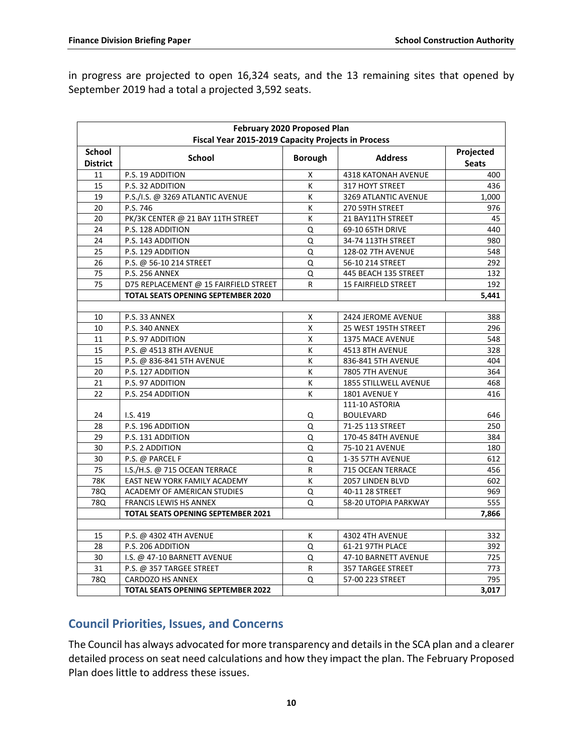in progress are projected to open 16,324 seats, and the 13 remaining sites that opened by September 2019 had a total a projected 3,592 seats.

| February 2020 Proposed Plan<br>Fiscal Year 2015-2019 Capacity Projects in Process | | | | |
|---|---|---|---|---|
| **School District** | **School** | **Borough** | **Address** | **Projected Seats** |
| 11 | P.S. 19 ADDITION | X | 4318 KATONAH AVENUE | 400 |
| 15 | P.S. 32 ADDITION | K | 317 HOYT STREET | 436 |
| 19 | P.S./I.S. @ 3269 ATLANTIC AVENUE | K | 3269 ATLANTIC AVENUE | 1,000 |
| 20 | P.S. 746 | K | 270 59TH STREET | 976 |
| 20 | PK/3K CENTER @ 21 BAY 11TH STREET | K | 21 BAY11TH STREET | 45 |
| 24 | P.S. 128 ADDITION | Q | 69-10 65TH DRIVE | 440 |
| 24 | P.S. 143 ADDITION | Q | 34-74 113TH STREET | 980 |
| 25 | P.S. 129 ADDITION | Q | 128-02 7TH AVENUE | 548 |
| 26 | P.S. @ 56-10 214 STREET | Q | 56-10 214 STREET | 292 |
| 75 | P.S. 256 ANNEX | Q | 445 BEACH 135 STREET | 132 |
| 75 | D75 REPLACEMENT @ 15 FAIRFIELD STREET | R | 15 FAIRFIELD STREET | 192 |
| | **TOTAL SEATS OPENING SEPTEMBER 2020** | | | **5,441** |
| | | | | |
| 10 | P.S. 33 ANNEX | X | 2424 JEROME AVENUE | 388 |
| 10 | P.S. 340 ANNEX | X | 25 WEST 195TH STREET | 296 |
| 11 | P.S. 97 ADDITION | X | 1375 MACE AVENUE | 548 |
| 15 | P.S. @ 4513 8TH AVENUE | K | 4513 8TH AVENUE | 328 |
| 15 | P.S. @ 836-841 5TH AVENUE | K | 836-841 5TH AVENUE | 404 |
| 20 | P.S. 127 ADDITION | K | 7805 7TH AVENUE | 364 |
| 21 | P.S. 97 ADDITION | K | 1855 STILLWELL AVENUE | 468 |
| 22 | P.S. 254 ADDITION | K | 1801 AVENUE Y | 416 |
| 24 | I.S. 419 | Q | 111-10 ASTORIA BOULEVARD | 646 |
| 28 | P.S. 196 ADDITION | Q | 71-25 113 STREET | 250 |
| 29 | P.S. 131 ADDITION | Q | 170-45 84TH AVENUE | 384 |
| 30 | P.S. 2 ADDITION | Q | 75-10 21 AVENUE | 180 |
| 30 | P.S. @ PARCEL F | Q | 1-35 57TH AVENUE | 612 |
| 75 | I.S./H.S. @ 715 OCEAN TERRACE | R | 715 OCEAN TERRACE | 456 |
| 78K | EAST NEW YORK FAMILY ACADEMY | K | 2057 LINDEN BLVD | 602 |
| 78Q | ACADEMY OF AMERICAN STUDIES | Q | 40-11 28 STREET | 969 |
| 78Q | FRANCIS LEWIS HS ANNEX | Q | 58-20 UTOPIA PARKWAY | 555 |
| | **TOTAL SEATS OPENING SEPTEMBER 2021** | | | **7,866** |
| | | | | |
| 15 | P.S. @ 4302 4TH AVENUE | K | 4302 4TH AVENUE | 332 |
| 28 | P.S. 206 ADDITION | Q | 61-21 97TH PLACE | 392 |
| 30 | I.S. @ 47-10 BARNETT AVENUE | Q | 47-10 BARNETT AVENUE | 725 |
| 31 | P.S. @ 357 TARGEE STREET | R | 357 TARGEE STREET | 773 |
| 78Q | CARDOZO HS ANNEX | Q | 57-00 223 STREET | 795 |
| | **TOTAL SEATS OPENING SEPTEMBER 2022** | | | **3,017** |

## Council Priorities, Issues, and Concerns

The Council has always advocated for more transparency and details in the SCA plan and a clearer detailed process on seat need calculations and how they impact the plan. The February Proposed Plan does little to address these issues.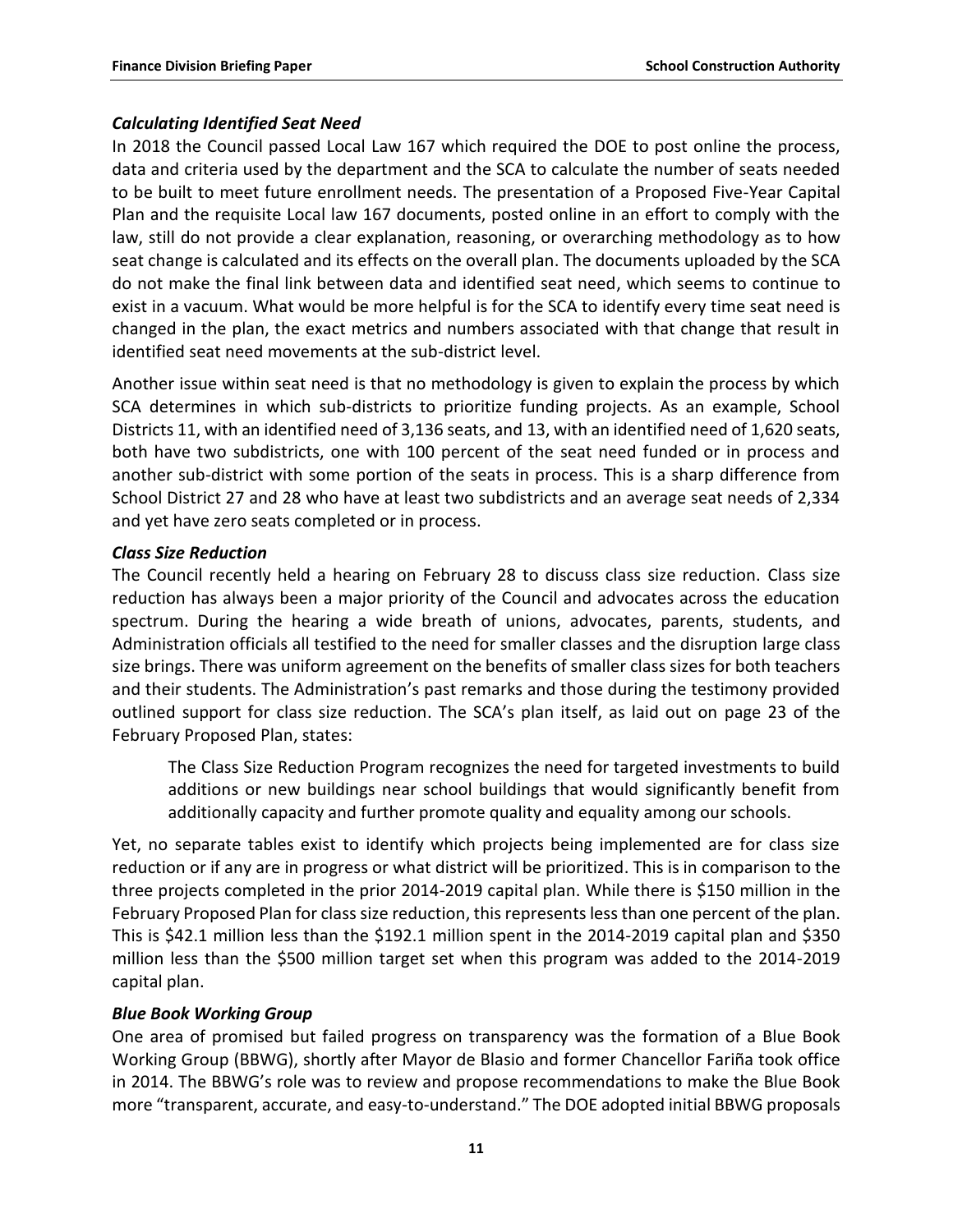### *Calculating Identified Seat Need*

In 2018 the Council passed Local Law 167 which required the DOE to post online the process, data and criteria used by the department and the SCA to calculate the number of seats needed to be built to meet future enrollment needs. The presentation of a Proposed Five-Year Capital Plan and the requisite Local law 167 documents, posted online in an effort to comply with the law, still do not provide a clear explanation, reasoning, or overarching methodology as to how seat change is calculated and its effects on the overall plan. The documents uploaded by the SCA do not make the final link between data and identified seat need, which seems to continue to exist in a vacuum. What would be more helpful is for the SCA to identify every time seat need is changed in the plan, the exact metrics and numbers associated with that change that result in identified seat need movements at the sub-district level.

Another issue within seat need is that no methodology is given to explain the process by which SCA determines in which sub-districts to prioritize funding projects. As an example, School Districts 11, with an identified need of 3,136 seats, and 13, with an identified need of 1,620 seats, both have two subdistricts, one with 100 percent of the seat need funded or in process and another sub-district with some portion of the seats in process. This is a sharp difference from School District 27 and 28 who have at least two subdistricts and an average seat needs of 2,334 and yet have zero seats completed or in process.

### *Class Size Reduction*

The Council recently held a hearing on February 28 to discuss class size reduction. Class size reduction has always been a major priority of the Council and advocates across the education spectrum. During the hearing a wide breath of unions, advocates, parents, students, and Administration officials all testified to the need for smaller classes and the disruption large class size brings. There was uniform agreement on the benefits of smaller class sizes for both teachers and their students. The Administration's past remarks and those during the testimony provided outlined support for class size reduction. The SCA's plan itself, as laid out on page 23 of the February Proposed Plan, states:

> The Class Size Reduction Program recognizes the need for targeted investments to build additions or new buildings near school buildings that would significantly benefit from additionally capacity and further promote quality and equality among our schools.

Yet, no separate tables exist to identify which projects being implemented are for class size reduction or if any are in progress or what district will be prioritized. This is in comparison to the three projects completed in the prior 2014-2019 capital plan. While there is $150 million in the February Proposed Plan for class size reduction, this represents less than one percent of the plan. This is $42.1 million less than the $192.1 million spent in the 2014-2019 capital plan and $350 million less than the $500 million target set when this program was added to the 2014-2019 capital plan.

### *Blue Book Working Group*

One area of promised but failed progress on transparency was the formation of a Blue Book Working Group (BBWG), shortly after Mayor de Blasio and former Chancellor Fariña took office in 2014. The BBWG's role was to review and propose recommendations to make the Blue Book more "transparent, accurate, and easy-to-understand." The DOE adopted initial BBWG proposals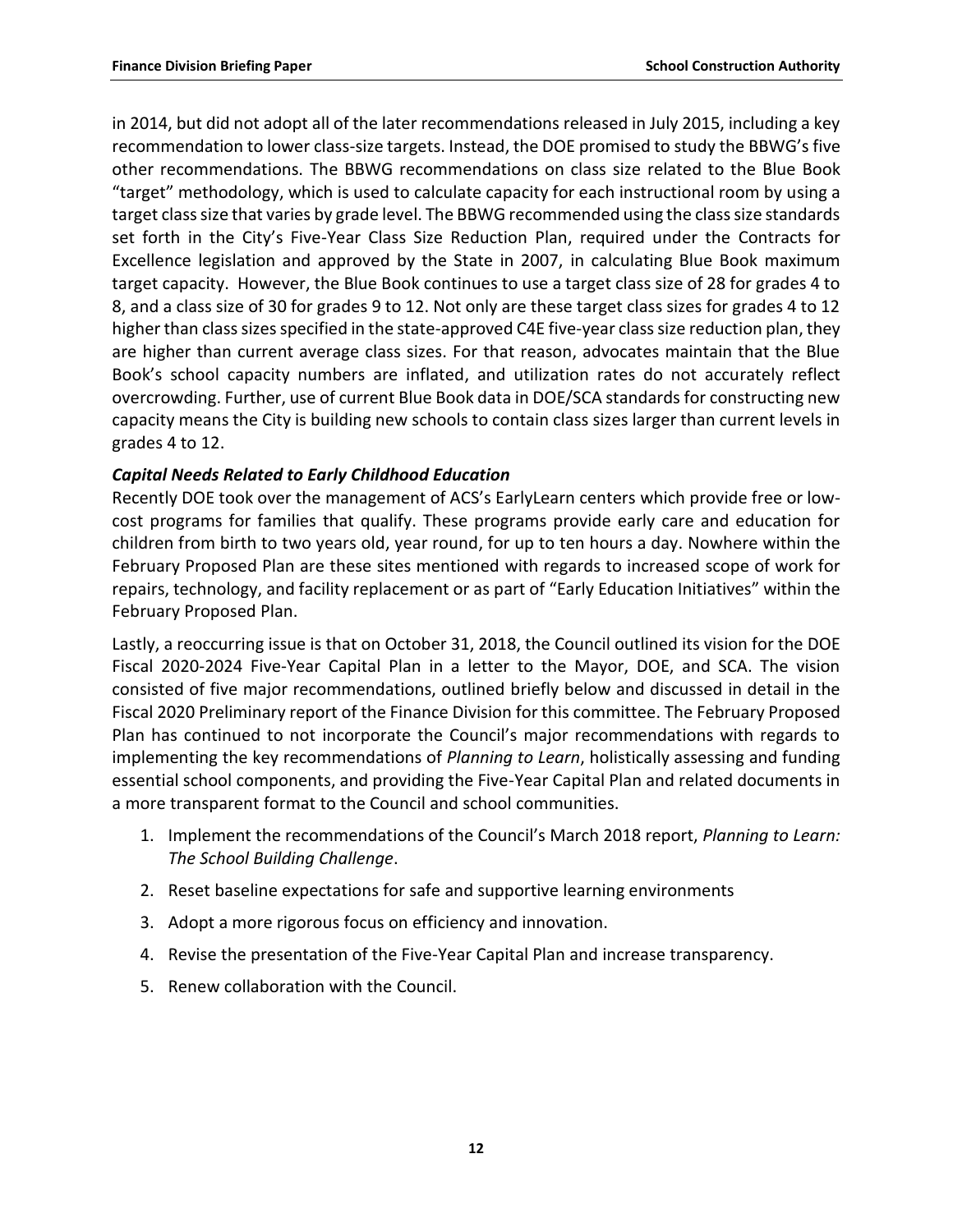in 2014, but did not adopt all of the later recommendations released in July 2015, including a key recommendation to lower class-size targets. Instead, the DOE promised to study the BBWG's five other recommendations. The BBWG recommendations on class size related to the Blue Book "target" methodology, which is used to calculate capacity for each instructional room by using a target class size that varies by grade level. The BBWG recommended using the class size standards set forth in the City's Five-Year Class Size Reduction Plan, required under the Contracts for Excellence legislation and approved by the State in 2007, in calculating Blue Book maximum target capacity. However, the Blue Book continues to use a target class size of 28 for grades 4 to 8, and a class size of 30 for grades 9 to 12. Not only are these target class sizes for grades 4 to 12 higher than class sizes specified in the state-approved C4E five-year class size reduction plan, they are higher than current average class sizes. For that reason, advocates maintain that the Blue Book's school capacity numbers are inflated, and utilization rates do not accurately reflect overcrowding. Further, use of current Blue Book data in DOE/SCA standards for constructing new capacity means the City is building new schools to contain class sizes larger than current levels in grades 4 to 12.

***Capital Needs Related to Early Childhood Education***

Recently DOE took over the management of ACS's EarlyLearn centers which provide free or low-cost programs for families that qualify. These programs provide early care and education for children from birth to two years old, year round, for up to ten hours a day. Nowhere within the February Proposed Plan are these sites mentioned with regards to increased scope of work for repairs, technology, and facility replacement or as part of "Early Education Initiatives" within the February Proposed Plan.

Lastly, a reoccurring issue is that on October 31, 2018, the Council outlined its vision for the DOE Fiscal 2020-2024 Five-Year Capital Plan in a letter to the Mayor, DOE, and SCA. The vision consisted of five major recommendations, outlined briefly below and discussed in detail in the Fiscal 2020 Preliminary report of the Finance Division for this committee. The February Proposed Plan has continued to not incorporate the Council's major recommendations with regards to implementing the key recommendations of *Planning to Learn*, holistically assessing and funding essential school components, and providing the Five-Year Capital Plan and related documents in a more transparent format to the Council and school communities.

1. Implement the recommendations of the Council's March 2018 report, *Planning to Learn: The School Building Challenge*.
2. Reset baseline expectations for safe and supportive learning environments
3. Adopt a more rigorous focus on efficiency and innovation.
4. Revise the presentation of the Five-Year Capital Plan and increase transparency.
5. Renew collaboration with the Council.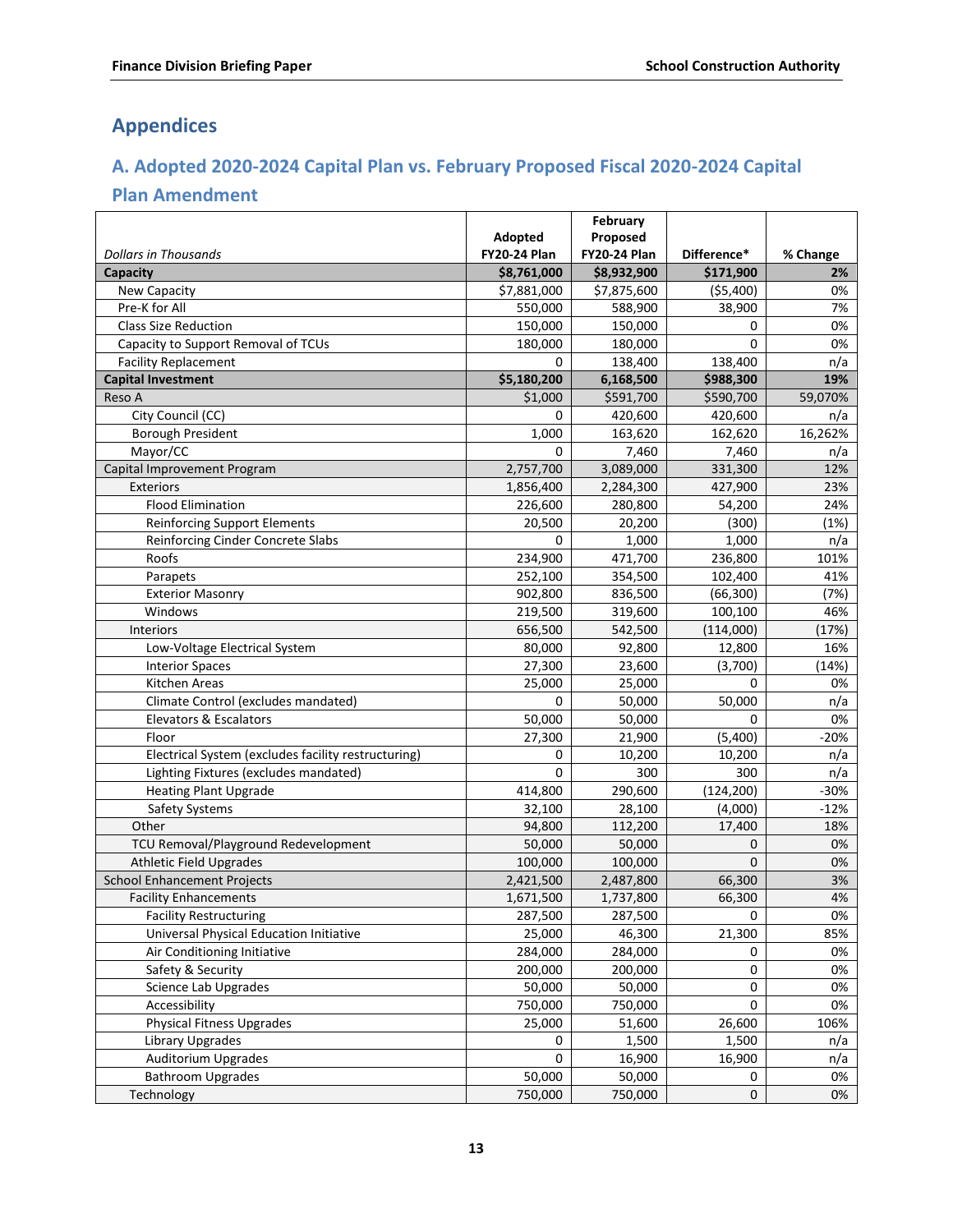# Appendices

## A. Adopted 2020-2024 Capital Plan vs. February Proposed Fiscal 2020-2024 Capital Plan Amendment

| *Dollars in Thousands* | Adopted FY20-24 Plan | February Proposed FY20-24 Plan | Difference* | % Change |
|---|---|---|---|---|
| **Capacity** | **$8,761,000** | **$8,932,900** | **$171,900** | **2%** |
| New Capacity | $7,881,000 | $7,875,600 | ($5,400) | 0% |
| Pre-K for All | 550,000 | 588,900 | 38,900 | 7% |
| Class Size Reduction | 150,000 | 150,000 | 0 | 0% |
| Capacity to Support Removal of TCUs | 180,000 | 180,000 | 0 | 0% |
| Facility Replacement | 0 | 138,400 | 138,400 | n/a |
| **Capital Investment** | **$5,180,200** | **6,168,500** | **$988,300** | **19%** |
| Reso A | $1,000 | $591,700 | $590,700 | 59,070% |
| City Council (CC) | 0 | 420,600 | 420,600 | n/a |
| Borough President | 1,000 | 163,620 | 162,620 | 16,262% |
| Mayor/CC | 0 | 7,460 | 7,460 | n/a |
| Capital Improvement Program | 2,757,700 | 3,089,000 | 331,300 | 12% |
| Exteriors | 1,856,400 | 2,284,300 | 427,900 | 23% |
| Flood Elimination | 226,600 | 280,800 | 54,200 | 24% |
| Reinforcing Support Elements | 20,500 | 20,200 | (300) | (1%) |
| Reinforcing Cinder Concrete Slabs | 0 | 1,000 | 1,000 | n/a |
| Roofs | 234,900 | 471,700 | 236,800 | 101% |
| Parapets | 252,100 | 354,500 | 102,400 | 41% |
| Exterior Masonry | 902,800 | 836,500 | (66,300) | (7%) |
| Windows | 219,500 | 319,600 | 100,100 | 46% |
| Interiors | 656,500 | 542,500 | (114,000) | (17%) |
| Low-Voltage Electrical System | 80,000 | 92,800 | 12,800 | 16% |
| Interior Spaces | 27,300 | 23,600 | (3,700) | (14%) |
| Kitchen Areas | 25,000 | 25,000 | 0 | 0% |
| Climate Control (excludes mandated) | 0 | 50,000 | 50,000 | n/a |
| Elevators & Escalators | 50,000 | 50,000 | 0 | 0% |
| Floor | 27,300 | 21,900 | (5,400) | -20% |
| Electrical System (excludes facility restructuring) | 0 | 10,200 | 10,200 | n/a |
| Lighting Fixtures (excludes mandated) | 0 | 300 | 300 | n/a |
| Heating Plant Upgrade | 414,800 | 290,600 | (124,200) | -30% |
| Safety Systems | 32,100 | 28,100 | (4,000) | -12% |
| Other | 94,800 | 112,200 | 17,400 | 18% |
| TCU Removal/Playground Redevelopment | 50,000 | 50,000 | 0 | 0% |
| Athletic Field Upgrades | 100,000 | 100,000 | 0 | 0% |
| School Enhancement Projects | 2,421,500 | 2,487,800 | 66,300 | 3% |
| Facility Enhancements | 1,671,500 | 1,737,800 | 66,300 | 4% |
| Facility Restructuring | 287,500 | 287,500 | 0 | 0% |
| Universal Physical Education Initiative | 25,000 | 46,300 | 21,300 | 85% |
| Air Conditioning Initiative | 284,000 | 284,000 | 0 | 0% |
| Safety & Security | 200,000 | 200,000 | 0 | 0% |
| Science Lab Upgrades | 50,000 | 50,000 | 0 | 0% |
| Accessibility | 750,000 | 750,000 | 0 | 0% |
| Physical Fitness Upgrades | 25,000 | 51,600 | 26,600 | 106% |
| Library Upgrades | 0 | 1,500 | 1,500 | n/a |
| Auditorium Upgrades | 0 | 16,900 | 16,900 | n/a |
| Bathroom Upgrades | 50,000 | 50,000 | 0 | 0% |
| Technology | 750,000 | 750,000 | 0 | 0% |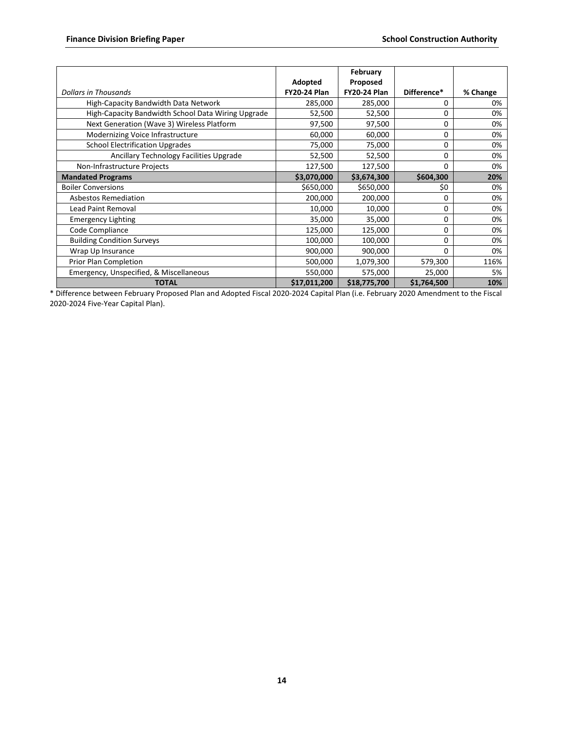| *Dollars in Thousands* | Adopted FY20-24 Plan | February Proposed FY20-24 Plan | Difference* | % Change |
|---|---|---|---|---|
| High-Capacity Bandwidth Data Network | 285,000 | 285,000 | 0 | 0% |
| High-Capacity Bandwidth School Data Wiring Upgrade | 52,500 | 52,500 | 0 | 0% |
| Next Generation (Wave 3) Wireless Platform | 97,500 | 97,500 | 0 | 0% |
| Modernizing Voice Infrastructure | 60,000 | 60,000 | 0 | 0% |
| School Electrification Upgrades | 75,000 | 75,000 | 0 | 0% |
| Ancillary Technology Facilities Upgrade | 52,500 | 52,500 | 0 | 0% |
| Non-Infrastructure Projects | 127,500 | 127,500 | 0 | 0% |
| **Mandated Programs** | **$3,070,000** | **$3,674,300** | **$604,300** | **20%** |
| Boiler Conversions | $650,000 | $650,000 | $0 | 0% |
| Asbestos Remediation | 200,000 | 200,000 | 0 | 0% |
| Lead Paint Removal | 10,000 | 10,000 | 0 | 0% |
| Emergency Lighting | 35,000 | 35,000 | 0 | 0% |
| Code Compliance | 125,000 | 125,000 | 0 | 0% |
| Building Condition Surveys | 100,000 | 100,000 | 0 | 0% |
| Wrap Up Insurance | 900,000 | 900,000 | 0 | 0% |
| Prior Plan Completion | 500,000 | 1,079,300 | 579,300 | 116% |
| Emergency, Unspecified, & Miscellaneous | 550,000 | 575,000 | 25,000 | 5% |
| **TOTAL** | **$17,011,200** | **$18,775,700** | **$1,764,500** | **10%** |

* Difference between February Proposed Plan and Adopted Fiscal 2020-2024 Capital Plan (i.e. February 2020 Amendment to the Fiscal 2020-2024 Five-Year Capital Plan).